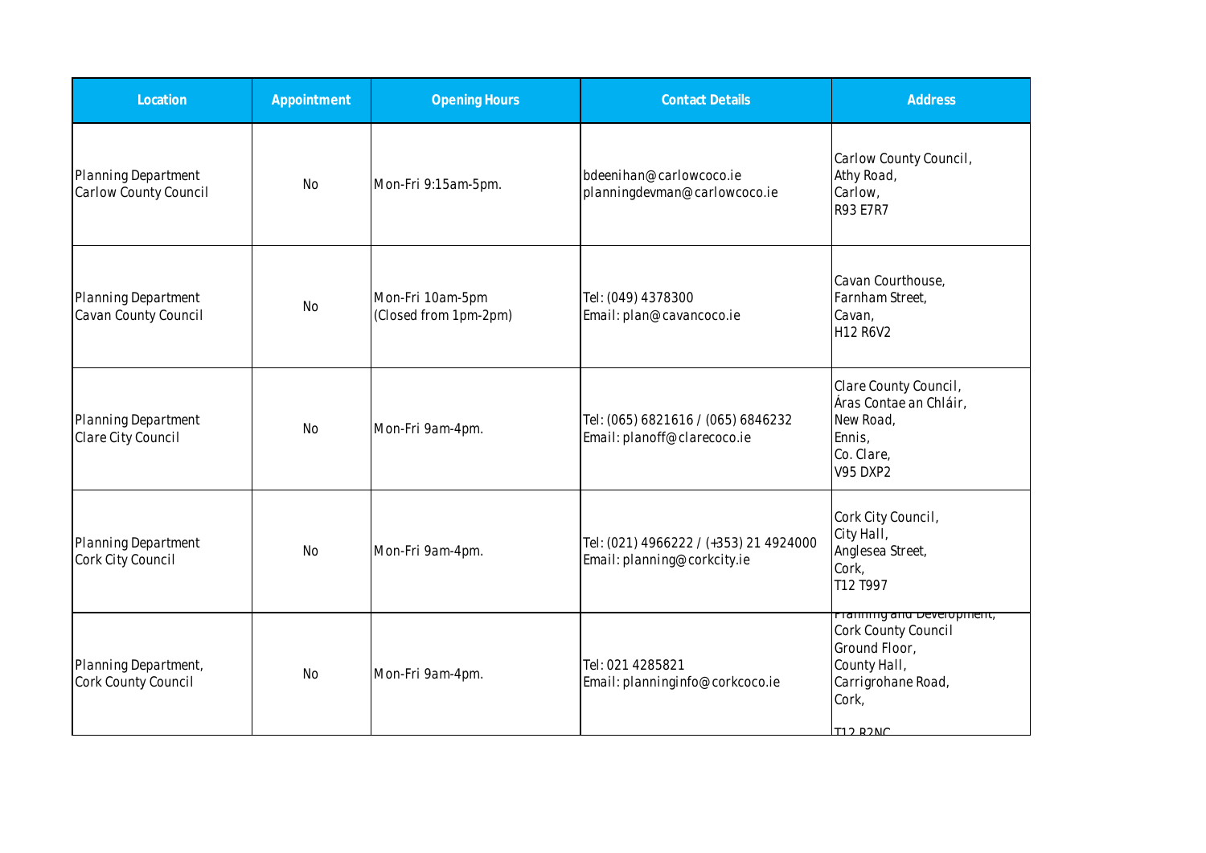| Location | Appointment | Opening Hours | Contact Details | Address |
| --- | --- | --- | --- | --- |
| Planning Department Carlow County Council | No | Mon-Fri 9:15am-5pm. | bdeenihan@carlowcoco.ie planningdevman@carlowcoco.ie | Carlow County Council, Athy Road, Carlow, R93 E7R7 |
| Planning Department Cavan County Council | No | Mon-Fri 10am-5pm (Closed from 1pm-2pm) | Tel: (049) 4378300 Email: plan@cavancoco.ie | Cavan Courthouse, Farnham Street, Cavan, H12 R6V2 |
| Planning Department Clare City Council | No | Mon-Fri 9am-4pm. | Tel: (065) 6821616 / (065) 6846232 Email: planoff@clarecoco.ie | Clare County Council, Áras Contae an Chláir, New Road, Ennis, Co. Clare, V95 DXP2 |
| Planning Department Cork City Council | No | Mon-Fri 9am-4pm. | Tel: (021) 4966222 / (+353) 21 4924000 Email: planning@corkcity.ie | Cork City Council, City Hall, Anglesea Street, Cork, T12 T997 |
| Planning Department, Cork County Council | No | Mon-Fri 9am-4pm. | Tel: 021 4285821 Email: planninginfo@corkcoco.ie | Planning and Development, Cork County Council Ground Floor, County Hall, Carrigrohane Road, Cork, T12 R2NC |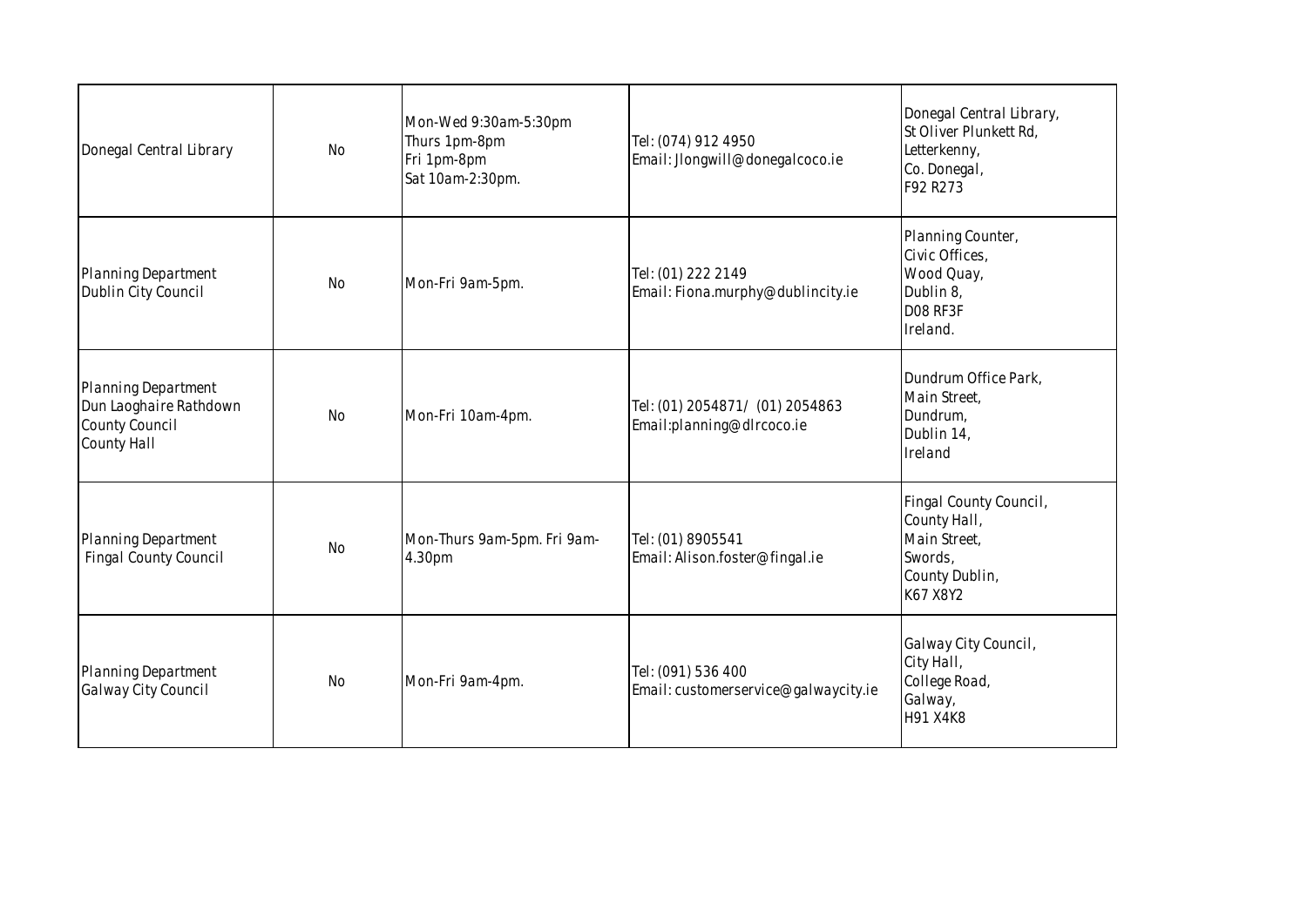| | | | | |
|---|---|---|---|---|
| Donegal Central Library | No | Mon-Wed 9:30am-5:30pm<br>Thurs 1pm-8pm<br>Fri 1pm-8pm<br>Sat 10am-2:30pm. | Tel: (074) 912 4950<br>Email: Jlongwill@donegalcoco.ie | Donegal Central Library,<br>St Oliver Plunkett Rd,<br>Letterkenny,<br>Co. Donegal,<br>F92 R273 |
| Planning Department<br>Dublin City Council | No | Mon-Fri 9am-5pm. | Tel: (01) 222 2149<br>Email: Fiona.murphy@dublincity.ie | Planning Counter,<br>Civic Offices,<br>Wood Quay,<br>Dublin 8,<br>D08 RF3F<br>Ireland. |
| Planning Department<br>Dun Laoghaire Rathdown<br>County Council<br>County Hall | No | Mon-Fri 10am-4pm. | Tel: (01) 2054871/ (01) 2054863<br>Email:planning@dlrcoco.ie | Dundrum Office Park,<br>Main Street,<br>Dundrum,<br>Dublin 14,<br>Ireland |
| Planning Department<br>Fingal County Council | No | Mon-Thurs 9am-5pm. Fri 9am-4.30pm | Tel: (01) 8905541<br>Email: Alison.foster@fingal.ie | Fingal County Council,<br>County Hall,<br>Main Street,<br>Swords,<br>County Dublin,<br>K67 X8Y2 |
| Planning Department<br>Galway City Council | No | Mon-Fri 9am-4pm. | Tel: (091) 536 400<br>Email: customerservice@galwaycity.ie | Galway City Council,<br>City Hall,<br>College Road,<br>Galway,<br>H91 X4K8 |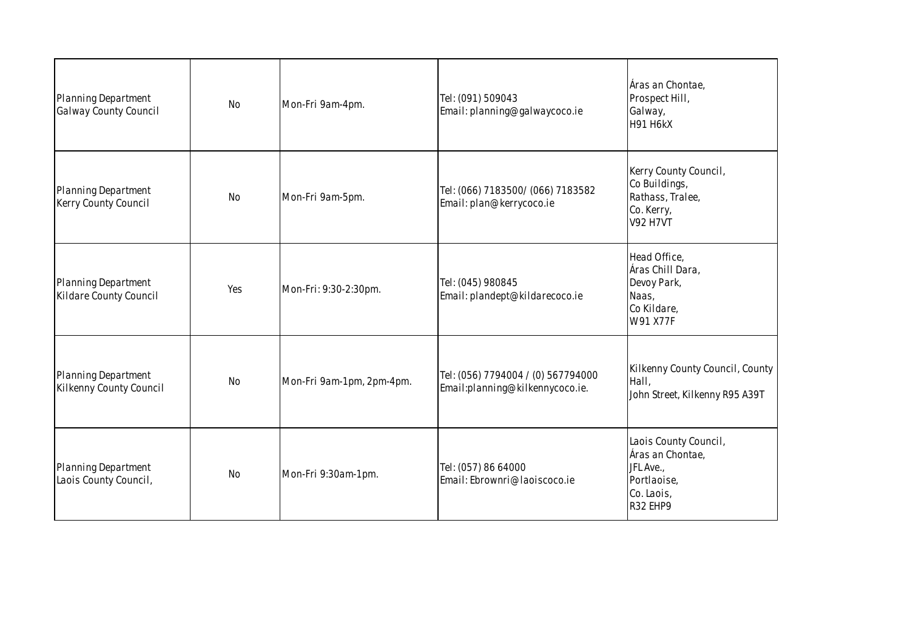| | | | | |
|---|---|---|---|---|
| Planning Department<br>Galway County Council | No | Mon-Fri 9am-4pm. | Tel: (091) 509043<br>Email: planning@galwaycoco.ie | Áras an Chontae,<br>Prospect Hill,<br>Galway,<br>H91 H6kX |
| Planning Department<br>Kerry County Council | No | Mon-Fri 9am-5pm. | Tel: (066) 7183500/ (066) 7183582<br>Email: plan@kerrycoco.ie | Kerry County Council,<br>Co Buildings,<br>Rathass, Tralee,<br>Co. Kerry,<br>V92 H7VT |
| Planning Department<br>Kildare County Council | Yes | Mon-Fri: 9:30-2:30pm. | Tel: (045) 980845<br>Email: plandept@kildarecoco.ie | Head Office,<br>Áras Chill Dara,<br>Devoy Park,<br>Naas,<br>Co Kildare,<br>W91 X77F |
| Planning Department<br>Kilkenny County Council | No | Mon-Fri 9am-1pm, 2pm-4pm. | Tel: (056) 7794004 / (0) 567794000<br>Email:planning@kilkennycoco.ie. | Kilkenny County Council, County Hall,<br>John Street, Kilkenny R95 A39T |
| Planning Department<br>Laois County Council, | No | Mon-Fri 9:30am-1pm. | Tel: (057) 86 64000<br>Email: Ebrownri@laoiscoco.ie | Laois County Council,<br>Áras an Chontae,<br>JFL Ave.,<br>Portlaoise,<br>Co. Laois,<br>R32 EHP9 |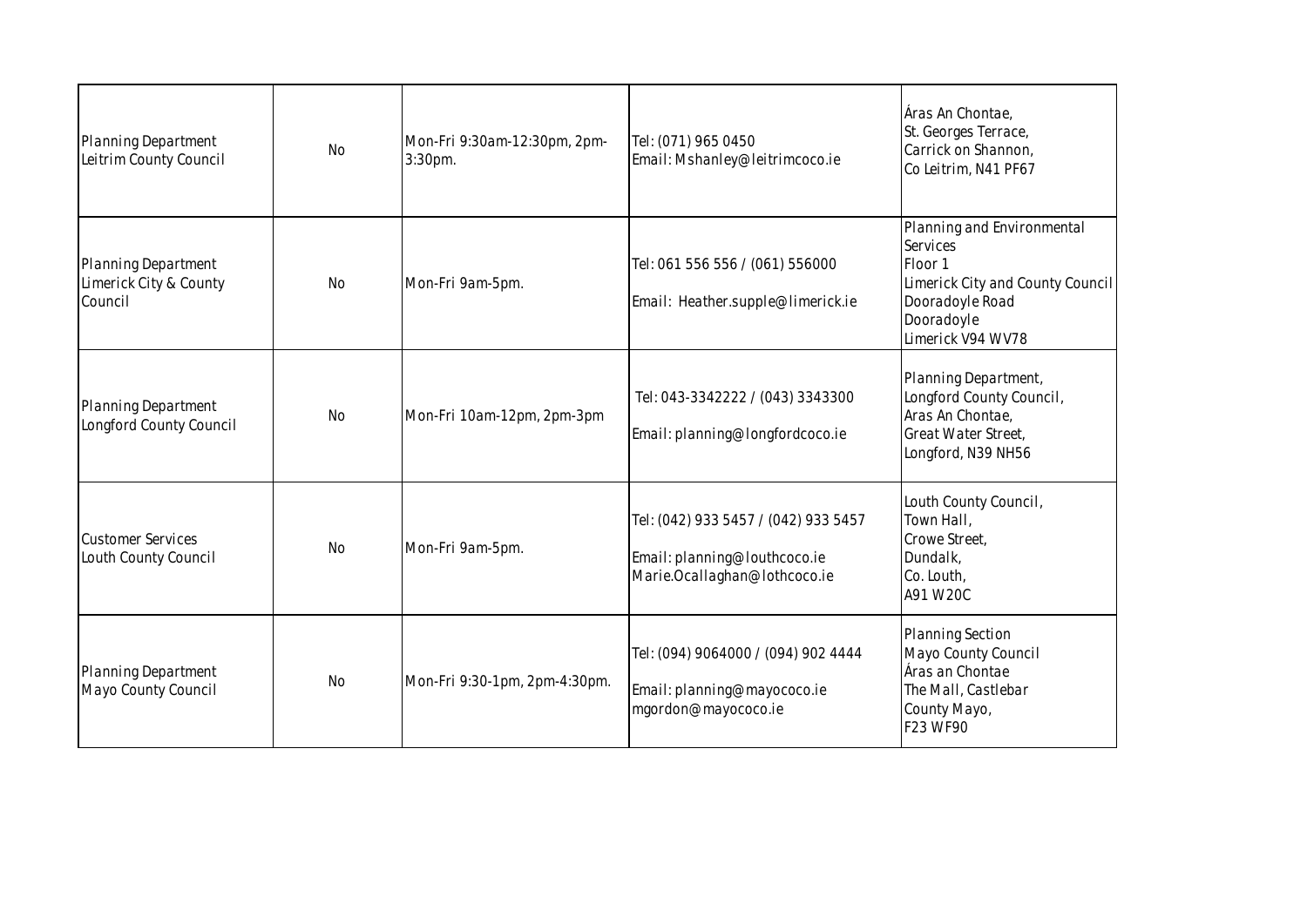| | | | | |
|---|---|---|---|---|
| Planning Department<br>Leitrim County Council | No | Mon-Fri 9:30am-12:30pm, 2pm-3:30pm. | Tel: (071) 965 0450<br>Email: Mshanley@leitrimcoco.ie | Áras An Chontae,<br>St. Georges Terrace,<br>Carrick on Shannon,<br>Co Leitrim, N41 PF67 |
| Planning Department<br>Limerick City & County Council | No | Mon-Fri 9am-5pm. | Tel: 061 556 556 / (061) 556000<br><br>Email: Heather.supple@limerick.ie | Planning and Environmental Services<br>Floor 1<br>Limerick City and County Council<br>Dooradoyle Road<br>Dooradoyle<br>Limerick V94 WV78 |
| Planning Department<br>Longford County Council | No | Mon-Fri 10am-12pm, 2pm-3pm | Tel: 043-3342222 / (043) 3343300<br><br>Email: planning@longfordcoco.ie | Planning Department,<br>Longford County Council,<br>Aras An Chontae,<br>Great Water Street,<br>Longford, N39 NH56 |
| Customer Services<br>Louth County Council | No | Mon-Fri 9am-5pm. | Tel: (042) 933 5457 / (042) 933 5457<br><br>Email: planning@louthcoco.ie<br>Marie.Ocallaghan@lothcoco.ie | Louth County Council,<br>Town Hall,<br>Crowe Street,<br>Dundalk,<br>Co. Louth,<br>A91 W20C |
| Planning Department<br>Mayo County Council | No | Mon-Fri 9:30-1pm, 2pm-4:30pm. | Tel: (094) 9064000 / (094) 902 4444<br><br>Email: planning@mayococo.ie<br>mgordon@mayococo.ie | Planning Section<br>Mayo County Council<br>Áras an Chontae<br>The Mall, Castlebar<br>County Mayo,<br>F23 WF90 |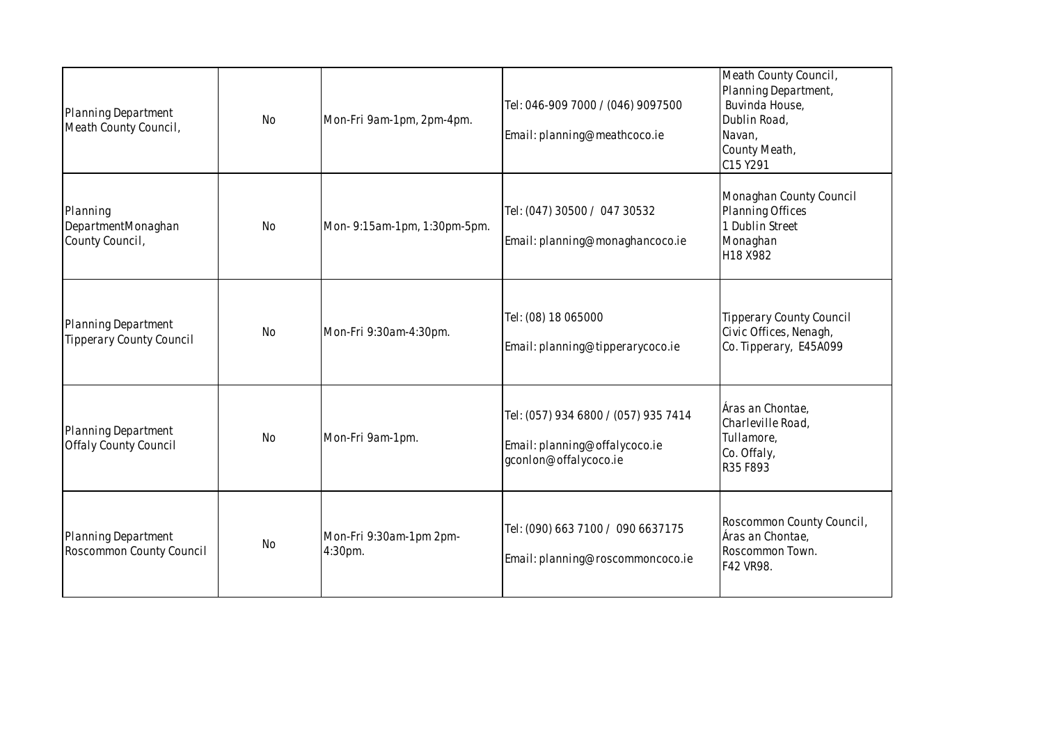| | | | | |
|---|---|---|---|---|
| Planning Department Meath County Council, | No | Mon-Fri 9am-1pm, 2pm-4pm. | Tel: 046-909 7000 / (046) 9097500<br><br>Email: planning@meathcoco.ie | Meath County Council,<br>Planning Department,<br>Buvinda House,<br>Dublin Road,<br>Navan,<br>County Meath,<br>C15 Y291 |
| Planning DepartmentMonaghan County Council, | No | Mon- 9:15am-1pm, 1:30pm-5pm. | Tel: (047) 30500 / 047 30532<br><br>Email: planning@monaghancoco.ie | Monaghan County Council<br>Planning Offices<br>1 Dublin Street<br>Monaghan<br>H18 X982 |
| Planning Department Tipperary County Council | No | Mon-Fri 9:30am-4:30pm. | Tel: (08) 18 065000<br><br>Email: planning@tipperarycoco.ie | Tipperary County Council<br>Civic Offices, Nenagh,<br>Co. Tipperary, E45A099 |
| Planning Department Offaly County Council | No | Mon-Fri 9am-1pm. | Tel: (057) 934 6800 / (057) 935 7414<br><br>Email: planning@offalycoco.ie<br>gconlon@offalycoco.ie | Áras an Chontae,<br>Charleville Road,<br>Tullamore,<br>Co. Offaly,<br>R35 F893 |
| Planning Department Roscommon County Council | No | Mon-Fri 9:30am-1pm 2pm-4:30pm. | Tel: (090) 663 7100 / 090 6637175<br><br>Email: planning@roscommoncoco.ie | Roscommon County Council,<br>Áras an Chontae,<br>Roscommon Town.<br>F42 VR98. |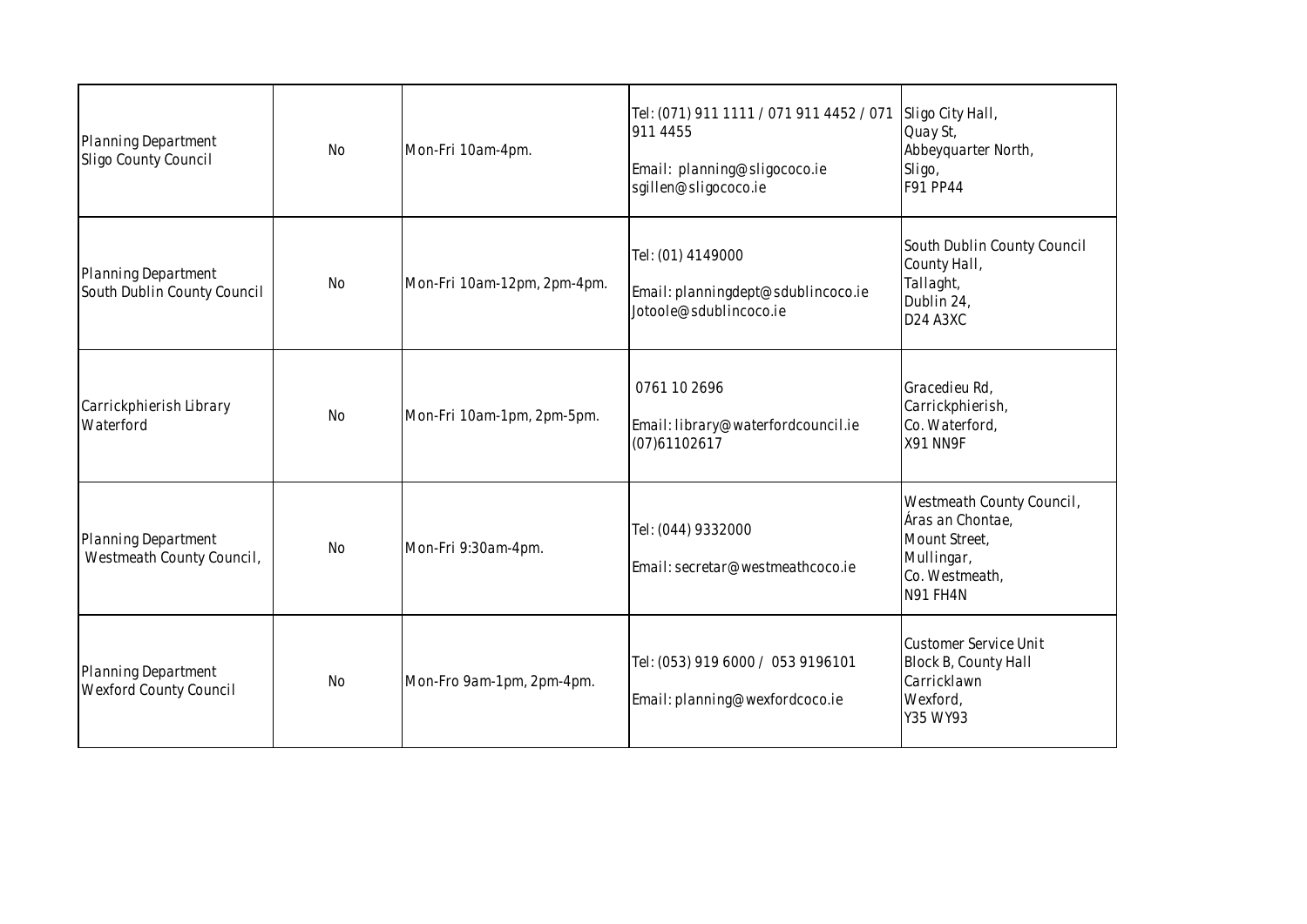| | | | | |
|---|---|---|---|---|
| Planning Department<br>Sligo County Council | No | Mon-Fri 10am-4pm. | Tel: (071) 911 1111 / 071 911 4452 / 071 911 4455<br><br>Email: planning@sligococo.ie<br>sgillen@sligococo.ie | Sligo City Hall,<br>Quay St,<br>Abbeyquarter North,<br>Sligo,<br>F91 PP44 |
| Planning Department<br>South Dublin County Council | No | Mon-Fri 10am-12pm, 2pm-4pm. | Tel: (01) 4149000<br><br>Email: planningdept@sdublincoco.ie<br>Jotoole@sdublincoco.ie | South Dublin County Council<br>County Hall,<br>Tallaght,<br>Dublin 24,<br>D24 A3XC |
| Carrickphierish Library<br>Waterford | No | Mon-Fri 10am-1pm, 2pm-5pm. | 0761 10 2696<br><br>Email: library@waterfordcouncil.ie<br>(07)61102617 | Gracedieu Rd,<br>Carrickphierish,<br>Co. Waterford,<br>X91 NN9F |
| Planning Department<br>Westmeath County Council, | No | Mon-Fri 9:30am-4pm. | Tel: (044) 9332000<br><br>Email: secretar@westmeathcoco.ie | Westmeath County Council,<br>Áras an Chontae,<br>Mount Street,<br>Mullingar,<br>Co. Westmeath,<br>N91 FH4N |
| Planning Department<br>Wexford County Council | No | Mon-Fro 9am-1pm, 2pm-4pm. | Tel: (053) 919 6000 / 053 9196101<br><br>Email: planning@wexfordcoco.ie | Customer Service Unit<br>Block B, County Hall<br>Carricklawn<br>Wexford,<br>Y35 WY93 |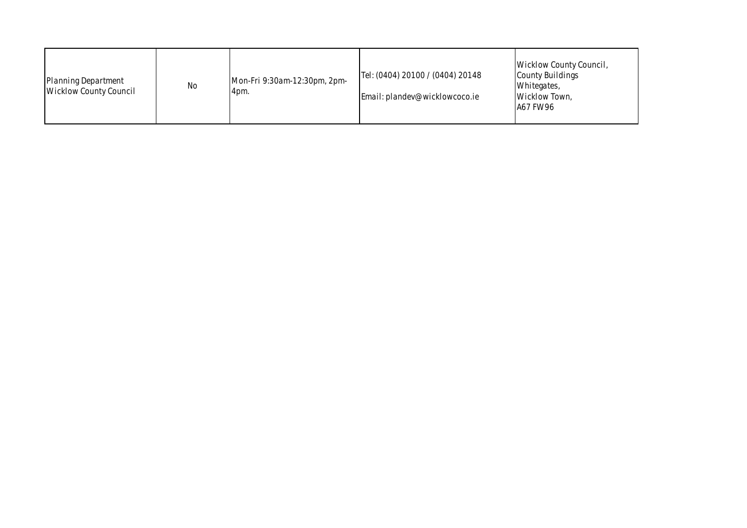| | | | | |
|---|---|---|---|---|
| Planning Department Wicklow County Council | No | Mon-Fri 9:30am-12:30pm, 2pm-4pm. | Tel: (0404) 20100 / (0404) 20148<br><br>Email: plandev@wicklowcoco.ie | Wicklow County Council, County Buildings Whitegates, Wicklow Town, A67 FW96 |